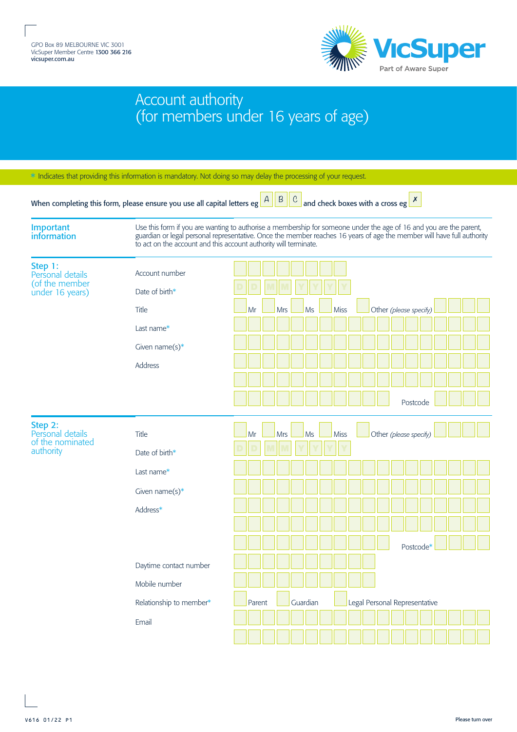GPO Box 89 MELBOURNE VIC 3001
VicSuper Member Centre **1300 366 216**
**vicsuper.com.au**

VicSuper
Part of Aware Super

# Account authority
# (for members under 16 years of age)

* Indicates that providing this information is mandatory. Not doing so may delay the processing of your request.

**When completing this form, please ensure you use all capital letters eg** A B C **and check boxes with a cross eg** ✗

## Important information

Use this form if you are wanting to authorise a membership for someone under the age of 16 and you are the parent, guardian or legal personal representative. Once the member reaches 16 years of age the member will have full authority to act on the account and this account authority will terminate.

## Step 1: Personal details (of the member under 16 years)

Account number

Date of birth* D D M M Y Y Y Y

Title ☐ Mr ☐ Mrs ☐ Ms ☐ Miss ☐ Other *(please specify)*

Last name*

Given name(s)*

Address

Postcode

## Step 2: Personal details of the nominated authority

Title ☐ Mr ☐ Mrs ☐ Ms ☐ Miss ☐ Other *(please specify)*

Date of birth* D D M M Y Y Y Y

Last name*

Given name(s)*

Address*

Postcode*

Daytime contact number

Mobile number

Relationship to member* ☐ Parent ☐ Guardian ☐ Legal Personal Representative

Email

V616 01/22 P1

Please turn over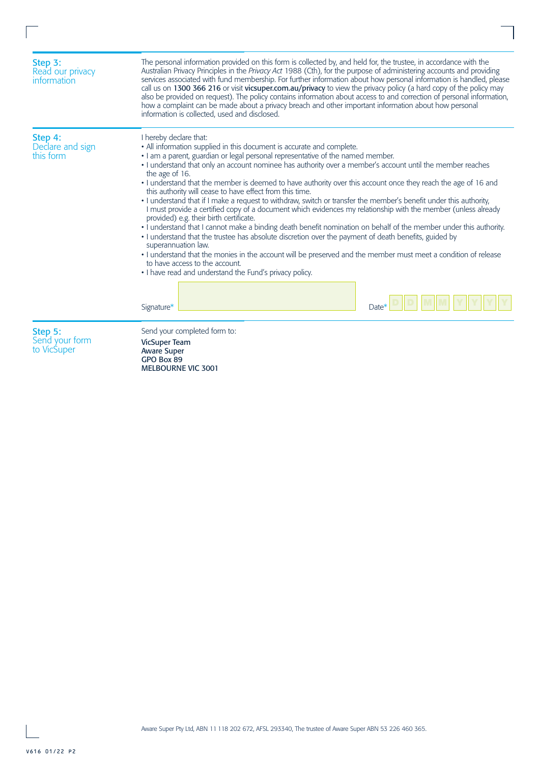## Step 3: Read our privacy information

The personal information provided on this form is collected by, and held for, the trustee, in accordance with the Australian Privacy Principles in the *Privacy Act* 1988 (Cth), for the purpose of administering accounts and providing services associated with fund membership. For further information about how personal information is handled, please call us on **1300 366 216** or visit **vicsuper.com.au/privacy** to view the privacy policy (a hard copy of the policy may also be provided on request). The policy contains information about access to and correction of personal information, how a complaint can be made about a privacy breach and other important information about how personal information is collected, used and disclosed.

## Step 4: Declare and sign this form

I hereby declare that:

- All information supplied in this document is accurate and complete.
- I am a parent, guardian or legal personal representative of the named member.
- I understand that only an account nominee has authority over a member's account until the member reaches the age of 16.
- I understand that the member is deemed to have authority over this account once they reach the age of 16 and this authority will cease to have effect from this time.
- I understand that if I make a request to withdraw, switch or transfer the member's benefit under this authority, I must provide a certified copy of a document which evidences my relationship with the member (unless already provided) e.g. their birth certificate.
- I understand that I cannot make a binding death benefit nomination on behalf of the member under this authority.
- I understand that the trustee has absolute discretion over the payment of death benefits, guided by superannuation law.
- I understand that the monies in the account will be preserved and the member must meet a condition of release to have access to the account.
- I have read and understand the Fund's privacy policy.

Signature* \_\_\_\_\_\_\_\_\_\_\_\_\_\_\_\_\_\_\_\_ Date* D D / M M / Y Y Y Y

## Step 5: Send your form to VicSuper

Send your completed form to:

**VicSuper Team**
**Aware Super**
**GPO Box 89**
**MELBOURNE VIC 3001**

Aware Super Pty Ltd, ABN 11 118 202 672, AFSL 293340, The trustee of Aware Super ABN 53 226 460 365.

V616 01/22 P2